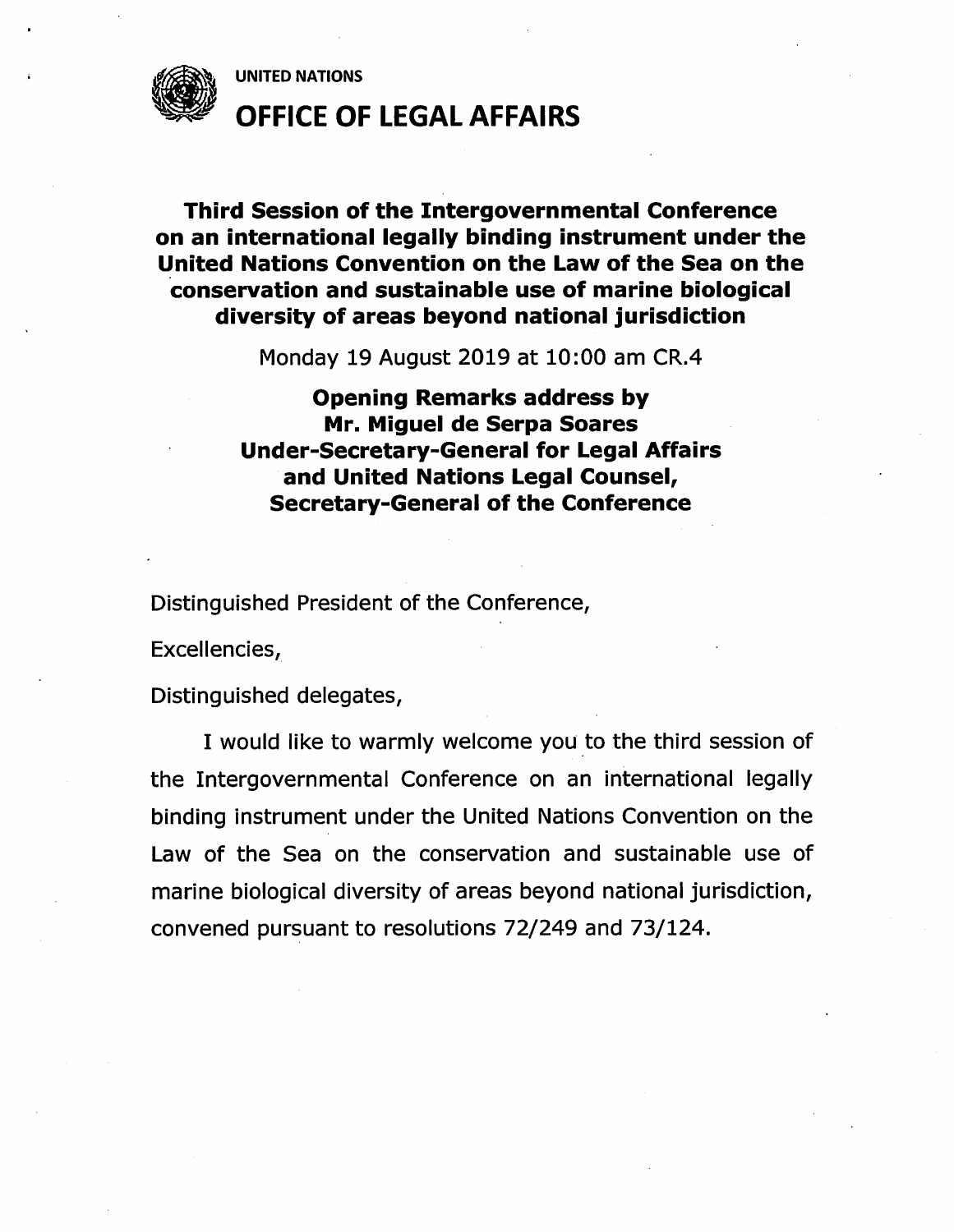UNITED NATIONS

# OFFICE OF LEGAL AFFAIRS

**Third Session of the Intergovernmental Conference on an international legally binding instrument under the United Nations Convention on the Law of the Sea on the conservation and sustainable use of marine biological diversity of areas beyond national jurisdiction**

Monday 19 August 2019 at 10:00 am CR.4

**Opening Remarks address by**
**Mr. Miguel de Serpa Soares**
**Under-Secretary-General for Legal Affairs and United Nations Legal Counsel,**
**Secretary-General of the Conference**

Distinguished President of the Conference,

Excellencies,

Distinguished delegates,

I would like to warmly welcome you to the third session of the Intergovernmental Conference on an international legally binding instrument under the United Nations Convention on the Law of the Sea on the conservation and sustainable use of marine biological diversity of areas beyond national jurisdiction, convened pursuant to resolutions 72/249 and 73/124.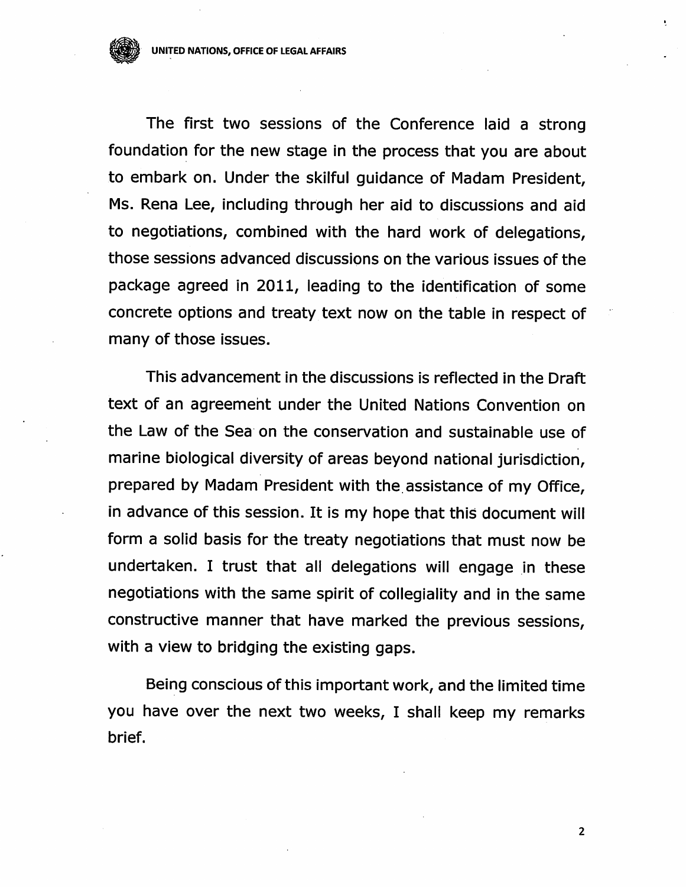The first two sessions of the Conference laid a strong foundation for the new stage in the process that you are about to embark on. Under the skilful guidance of Madam President, Ms. Rena Lee, including through her aid to discussions and aid to negotiations, combined with the hard work of delegations, those sessions advanced discussions on the various issues of the package agreed in 2011, leading to the identification of some concrete options and treaty text now on the table in respect of many of those issues.

This advancement in the discussions is reflected in the Draft text of an agreement under the United Nations Convention on the Law of the Sea on the conservation and sustainable use of marine biological diversity of areas beyond national jurisdiction, prepared by Madam President with the assistance of my Office, in advance of this session. It is my hope that this document will form a solid basis for the treaty negotiations that must now be undertaken. I trust that all delegations will engage in these negotiations with the same spirit of collegiality and in the same constructive manner that have marked the previous sessions, with a view to bridging the existing gaps.

Being conscious of this important work, and the limited time you have over the next two weeks, I shall keep my remarks brief.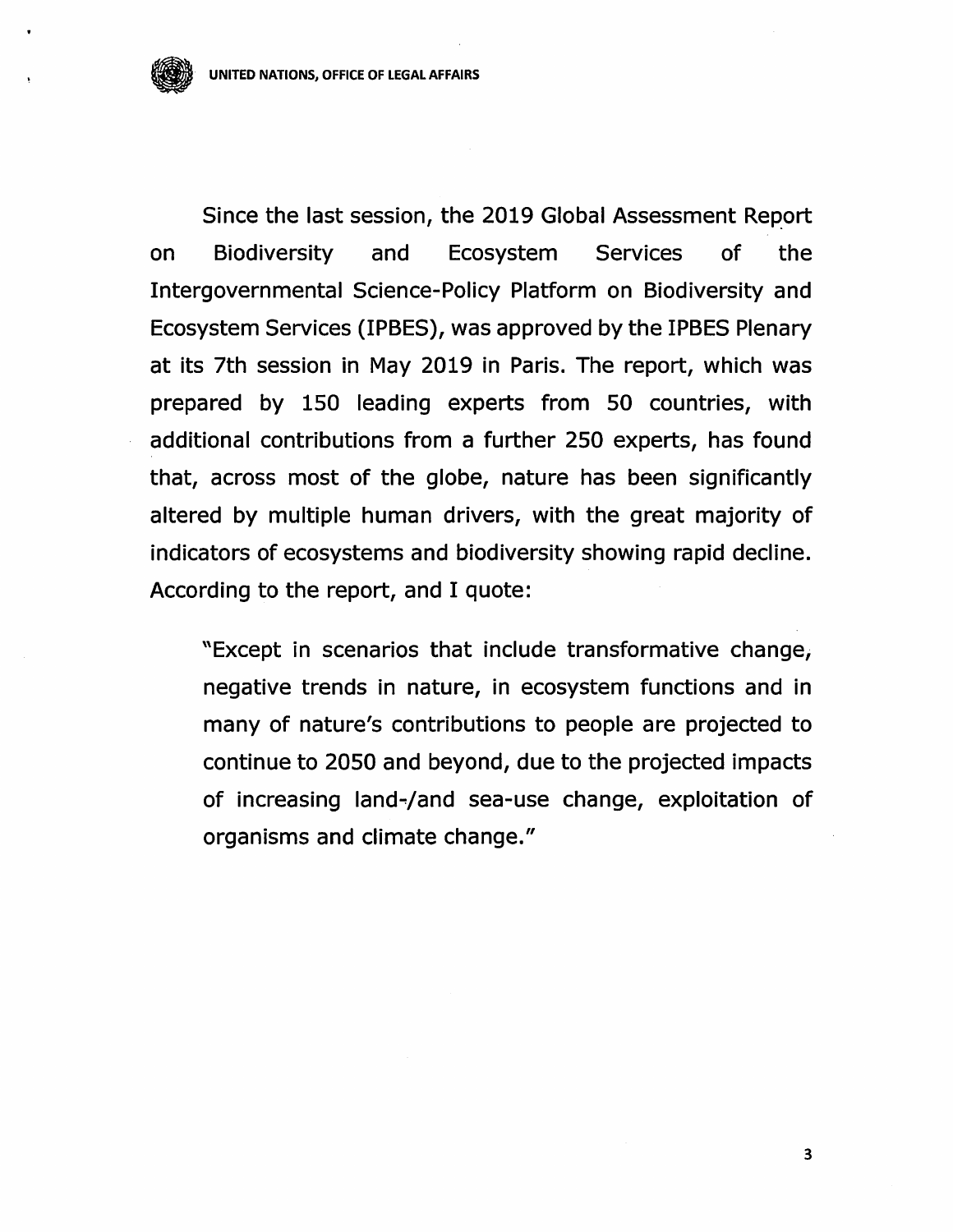Since the last session, the 2019 Global Assessment Report on Biodiversity and Ecosystem Services of the Intergovernmental Science-Policy Platform on Biodiversity and Ecosystem Services (IPBES), was approved by the IPBES Plenary at its 7th session in May 2019 in Paris. The report, which was prepared by 150 leading experts from 50 countries, with additional contributions from a further 250 experts, has found that, across most of the globe, nature has been significantly altered by multiple human drivers, with the great majority of indicators of ecosystems and biodiversity showing rapid decline. According to the report, and I quote:

> "Except in scenarios that include transformative change, negative trends in nature, in ecosystem functions and in many of nature's contributions to people are projected to continue to 2050 and beyond, due to the projected impacts of increasing land-/and sea-use change, exploitation of organisms and climate change."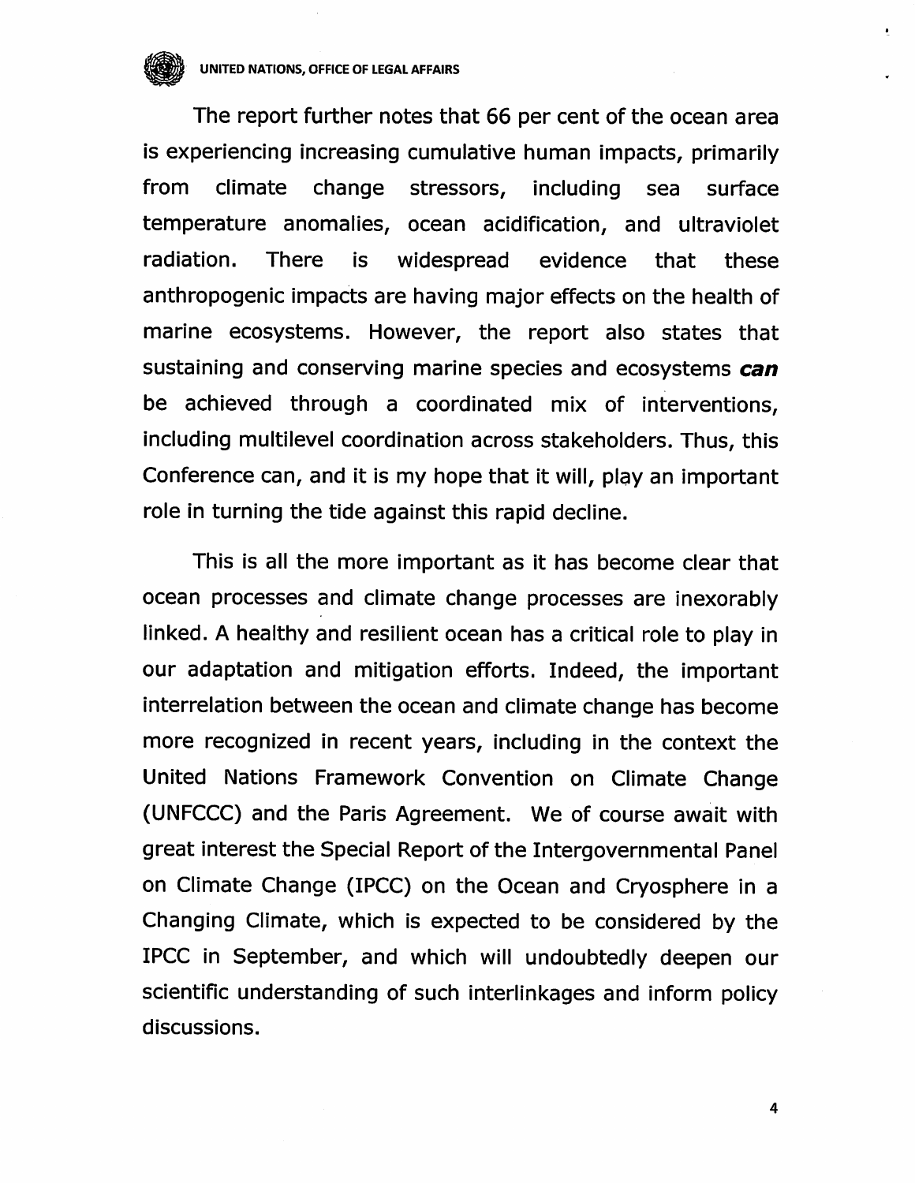The report further notes that 66 per cent of the ocean area is experiencing increasing cumulative human impacts, primarily from climate change stressors, including sea surface temperature anomalies, ocean acidification, and ultraviolet radiation. There is widespread evidence that these anthropogenic impacts are having major effects on the health of marine ecosystems. However, the report also states that sustaining and conserving marine species and ecosystems ***can*** be achieved through a coordinated mix of interventions, including multilevel coordination across stakeholders. Thus, this Conference can, and it is my hope that it will, play an important role in turning the tide against this rapid decline.

This is all the more important as it has become clear that ocean processes and climate change processes are inexorably linked. A healthy and resilient ocean has a critical role to play in our adaptation and mitigation efforts. Indeed, the important interrelation between the ocean and climate change has become more recognized in recent years, including in the context the United Nations Framework Convention on Climate Change (UNFCCC) and the Paris Agreement. We of course await with great interest the Special Report of the Intergovernmental Panel on Climate Change (IPCC) on the Ocean and Cryosphere in a Changing Climate, which is expected to be considered by the IPCC in September, and which will undoubtedly deepen our scientific understanding of such interlinkages and inform policy discussions.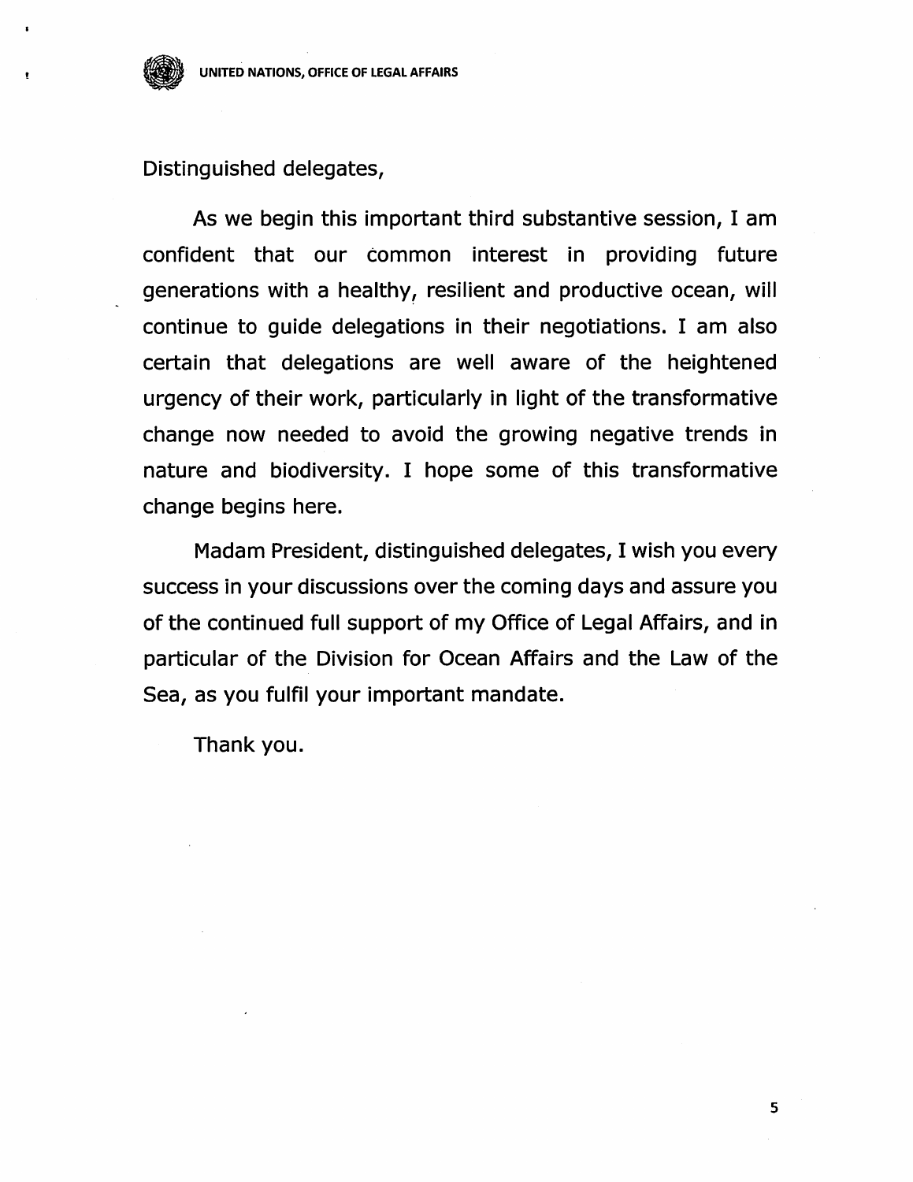Distinguished delegates,

As we begin this important third substantive session, I am confident that our common interest in providing future generations with a healthy, resilient and productive ocean, will continue to guide delegations in their negotiations. I am also certain that delegations are well aware of the heightened urgency of their work, particularly in light of the transformative change now needed to avoid the growing negative trends in nature and biodiversity. I hope some of this transformative change begins here.

Madam President, distinguished delegates, I wish you every success in your discussions over the coming days and assure you of the continued full support of my Office of Legal Affairs, and in particular of the Division for Ocean Affairs and the Law of the Sea, as you fulfil your important mandate.

Thank you.